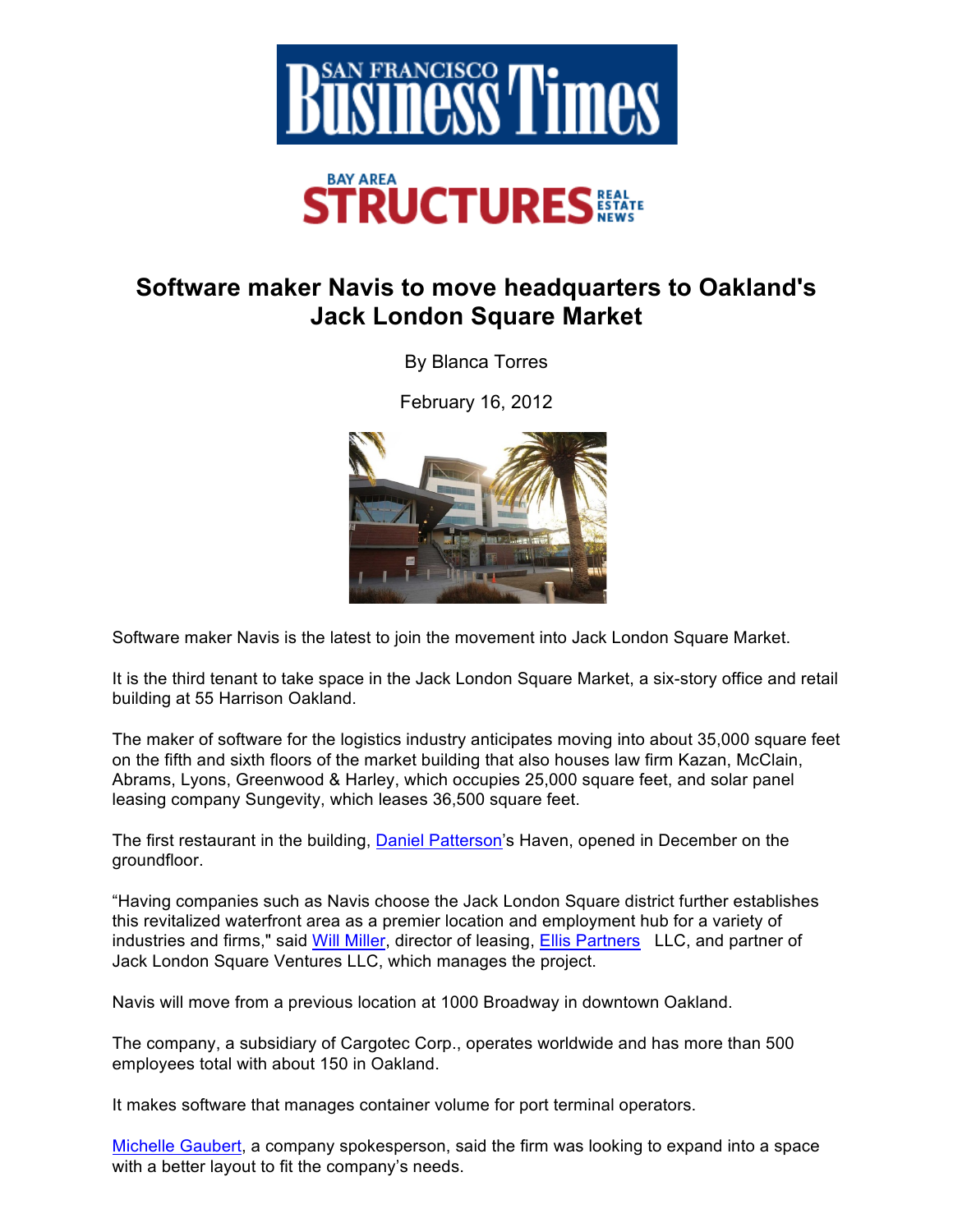San Francisco Business Times

Bay Area Structures Real Estate News

# Software maker Navis to move headquarters to Oakland's Jack London Square Market

By Blanca Torres

February 16, 2012

Software maker Navis is the latest to join the movement into Jack London Square Market.

It is the third tenant to take space in the Jack London Square Market, a six-story office and retail building at 55 Harrison Oakland.

The maker of software for the logistics industry anticipates moving into about 35,000 square feet on the fifth and sixth floors of the market building that also houses law firm Kazan, McClain, Abrams, Lyons, Greenwood & Harley, which occupies 25,000 square feet, and solar panel leasing company Sungevity, which leases 36,500 square feet.

The first restaurant in the building, Daniel Patterson's Haven, opened in December on the groundfloor.

"Having companies such as Navis choose the Jack London Square district further establishes this revitalized waterfront area as a premier location and employment hub for a variety of industries and firms," said Will Miller, director of leasing, Ellis Partners LLC, and partner of Jack London Square Ventures LLC, which manages the project.

Navis will move from a previous location at 1000 Broadway in downtown Oakland.

The company, a subsidiary of Cargotec Corp., operates worldwide and has more than 500 employees total with about 150 in Oakland.

It makes software that manages container volume for port terminal operators.

Michelle Gaubert, a company spokesperson, said the firm was looking to expand into a space with a better layout to fit the company's needs.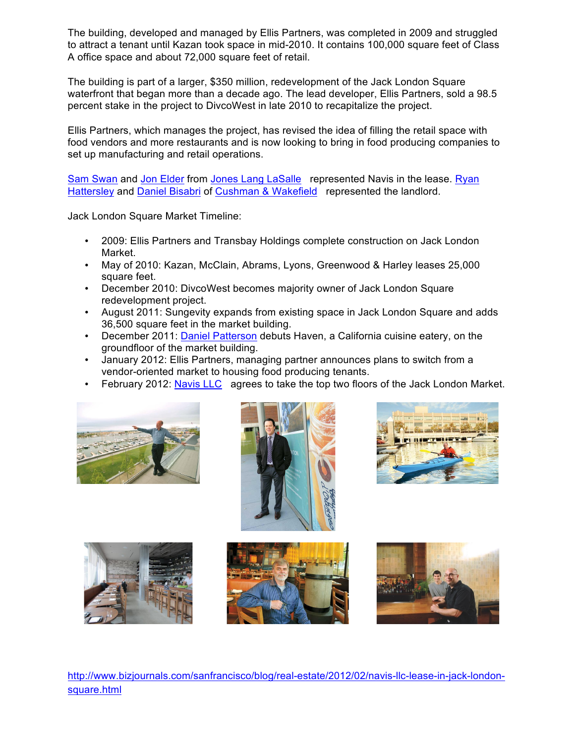The building, developed and managed by Ellis Partners, was completed in 2009 and struggled to attract a tenant until Kazan took space in mid-2010. It contains 100,000 square feet of Class A office space and about 72,000 square feet of retail.

The building is part of a larger, $350 million, redevelopment of the Jack London Square waterfront that began more than a decade ago. The lead developer, Ellis Partners, sold a 98.5 percent stake in the project to DivcoWest in late 2010 to recapitalize the project.

Ellis Partners, which manages the project, has revised the idea of filling the retail space with food vendors and more restaurants and is now looking to bring in food producing companies to set up manufacturing and retail operations.

[Sam Swan](#) and [Jon Elder](#) from [Jones Lang LaSalle](#) represented Navis in the lease. [Ryan Hattersley](#) and [Daniel Bisabri](#) of [Cushman & Wakefield](#) represented the landlord.

Jack London Square Market Timeline:

- 2009: Ellis Partners and Transbay Holdings complete construction on Jack London Market.
- May of 2010: Kazan, McClain, Abrams, Lyons, Greenwood & Harley leases 25,000 square feet.
- December 2010: DivcoWest becomes majority owner of Jack London Square redevelopment project.
- August 2011: Sungevity expands from existing space in Jack London Square and adds 36,500 square feet in the market building.
- December 2011: [Daniel Patterson](#) debuts Haven, a California cuisine eatery, on the groundfloor of the market building.
- January 2012: Ellis Partners, managing partner announces plans to switch from a vendor-oriented market to housing food producing tenants.
- February 2012: [Navis LLC](#) agrees to take the top two floors of the Jack London Market.

http://www.bizjournals.com/sanfrancisco/blog/real-estate/2012/02/navis-llc-lease-in-jack-london-square.html